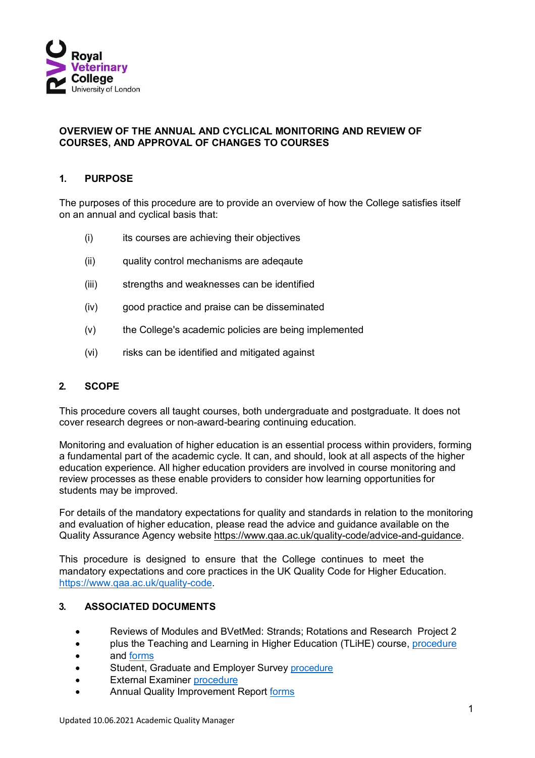**OVERVIEW OF THE ANNUAL AND CYCLICAL MONITORING AND REVIEW OF COURSES, AND APPROVAL OF CHANGES TO COURSES**

## 1. PURPOSE

The purposes of this procedure are to provide an overview of how the College satisfies itself on an annual and cyclical basis that:

(i) its courses are achieving their objectives

(ii) quality control mechanisms are adeqaute

(iii) strengths and weaknesses can be identified

(iv) good practice and praise can be disseminated

(v) the College's academic policies are being implemented

(vi) risks can be identified and mitigated against

## 2. SCOPE

This procedure covers all taught courses, both undergraduate and postgraduate. It does not cover research degrees or non-award-bearing continuing education.

Monitoring and evaluation of higher education is an essential process within providers, forming a fundamental part of the academic cycle. It can, and should, look at all aspects of the higher education experience. All higher education providers are involved in course monitoring and review processes as these enable providers to consider how learning opportunities for students may be improved.

For details of the mandatory expectations for quality and standards in relation to the monitoring and evaluation of higher education, please read the advice and guidance available on the Quality Assurance Agency website https://www.qaa.ac.uk/quality-code/advice-and-guidance.

This procedure is designed to ensure that the College continues to meet the mandatory expectations and core practices in the UK Quality Code for Higher Education. https://www.qaa.ac.uk/quality-code.

## 3. ASSOCIATED DOCUMENTS

- Reviews of Modules and BVetMed: Strands; Rotations and Research Project 2
- plus the Teaching and Learning in Higher Education (TLiHE) course, procedure
- and forms
- Student, Graduate and Employer Survey procedure
- External Examiner procedure
- Annual Quality Improvement Report forms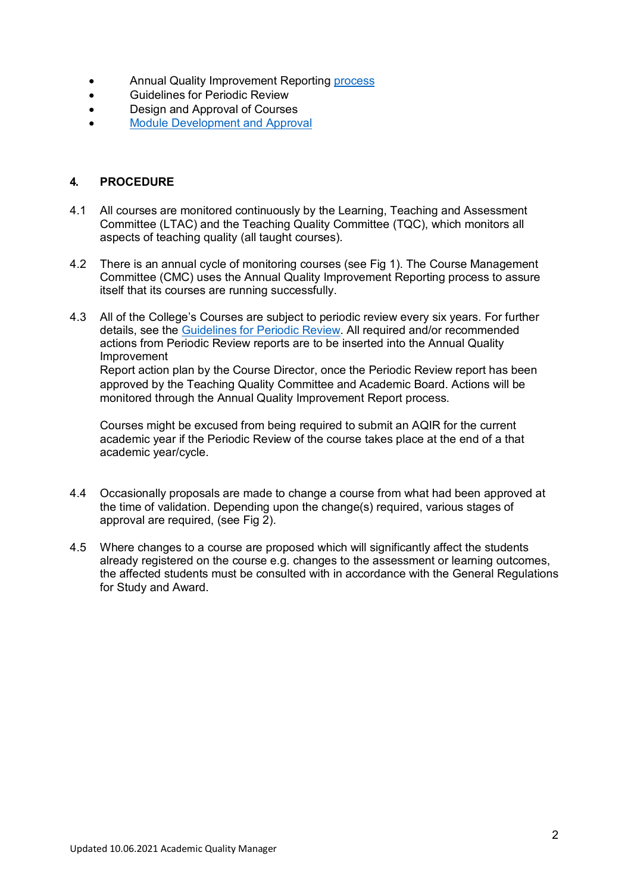- Annual Quality Improvement Reporting process
- Guidelines for Periodic Review
- Design and Approval of Courses
- Module Development and Approval

## 4. PROCEDURE

4.1 All courses are monitored continuously by the Learning, Teaching and Assessment Committee (LTAC) and the Teaching Quality Committee (TQC), which monitors all aspects of teaching quality (all taught courses).

4.2 There is an annual cycle of monitoring courses (see Fig 1). The Course Management Committee (CMC) uses the Annual Quality Improvement Reporting process to assure itself that its courses are running successfully.

4.3 All of the College's Courses are subject to periodic review every six years. For further details, see the Guidelines for Periodic Review. All required and/or recommended actions from Periodic Review reports are to be inserted into the Annual Quality Improvement
Report action plan by the Course Director, once the Periodic Review report has been approved by the Teaching Quality Committee and Academic Board. Actions will be monitored through the Annual Quality Improvement Report process.

Courses might be excused from being required to submit an AQIR for the current academic year if the Periodic Review of the course takes place at the end of a that academic year/cycle.

4.4 Occasionally proposals are made to change a course from what had been approved at the time of validation. Depending upon the change(s) required, various stages of approval are required, (see Fig 2).

4.5 Where changes to a course are proposed which will significantly affect the students already registered on the course e.g. changes to the assessment or learning outcomes, the affected students must be consulted with in accordance with the General Regulations for Study and Award.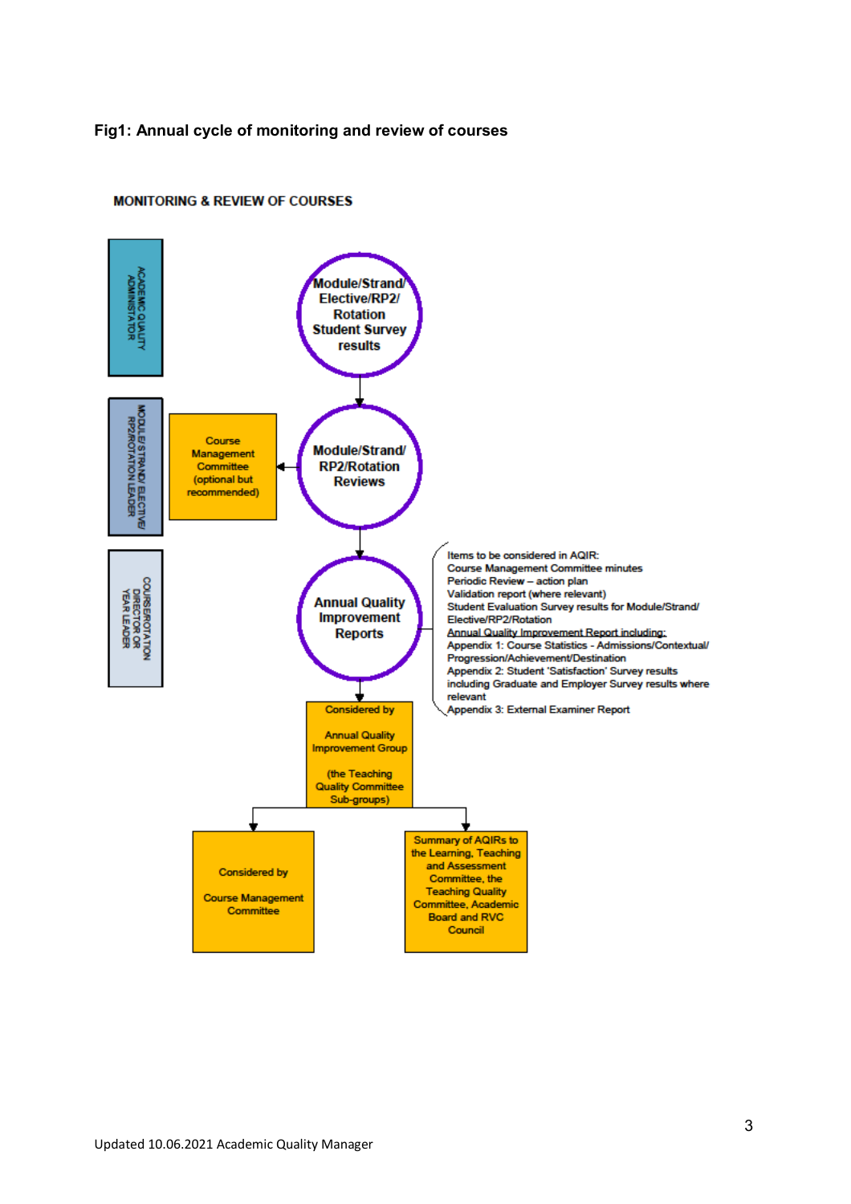**Fig1: Annual cycle of monitoring and review of courses**

MONITORING & REVIEW OF COURSES

ACADEMIC QUALITY ADMINISTRATOR

Module/Strand/ Elective/RP2/ Rotation Student Survey results

MODULE/ STRAND/ ELECTIVE/ RP2/ROTATION LEADER

Course Management Committee (optional but recommended)

Module/Strand/ RP2/Rotation Reviews

COURSE/ROTATION DIRECTOR OR YEAR LEADER

Annual Quality Improvement Reports

Items to be considered in AQIR:
Course Management Committee minutes
Periodic Review – action plan
Validation report (where relevant)
Student Evaluation Survey results for Module/Strand/ Elective/RP2/Rotation
Annual Quality Improvement Report including:
Appendix 1: Course Statistics - Admissions/Contextual/ Progression/Achievement/Destination
Appendix 2: Student 'Satisfaction' Survey results including Graduate and Employer Survey results where relevant
Appendix 3: External Examiner Report

Considered by Annual Quality Improvement Group (the Teaching Quality Committee Sub-groups)

Considered by Course Management Committee

Summary of AQIRs to the Learning, Teaching and Assessment Committee, the Teaching Quality Committee, Academic Board and RVC Council

Updated 10.06.2021 Academic Quality Manager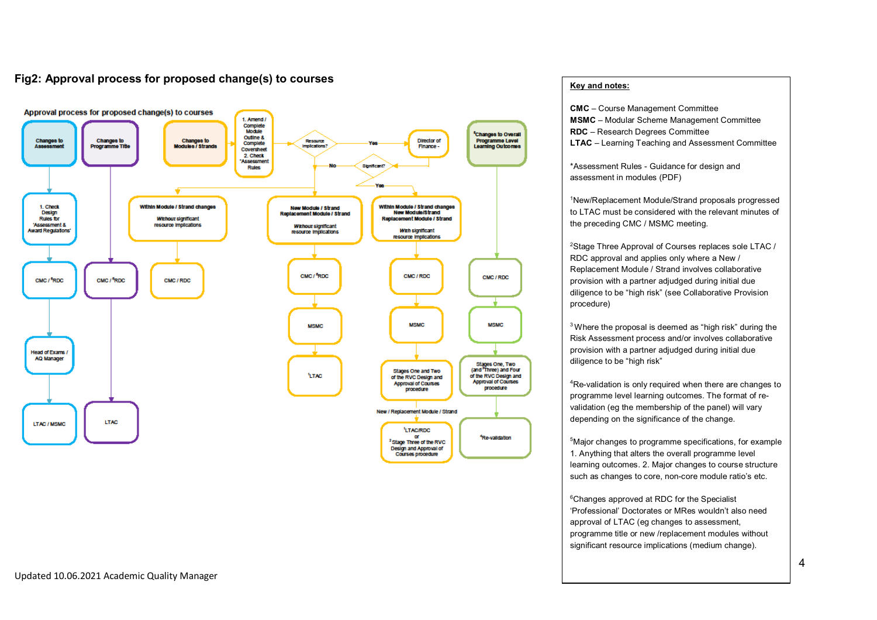## Fig2: Approval process for proposed change(s) to courses

Approval process for proposed change(s) to courses

Changes to Assessment

1. Check Design Rules for 'Assessment & Award Regulations'

CMC / 6RDC

Head of Exams / AQ Manager

LTAC / MSMC

Changes to Programme Title

CMC / 6RDC

LTAC

Changes to Modules / Strands

1. Amend / Complete Module Outline & Complete Coversheet 2. Check *Assessment Rules

Resource implications?

Yes

Director of Finance -

No

Significant?

Yes

Within Module / Strand changes *Without* significant resource implications

CMC / RDC

New Module / Strand Replacement Module / Strand *Without* significant resource implications

CMC / 6RDC

MSMC

1LTAC

Within Module / Strand changes New Module/Strand Replacement Module / Strand *With* significant resource implications

CMC / RDC

MSMC

Stages One and Two of the RVC Design and Approval of Courses procedure

New / Replacement Module / Strand

1LTAC/RDC or 2Stage Three of the RVC Design and Approval of Courses procedure

5Changes to Overall Programme Level Learning Outcomes

CMC / RDC

MSMC

Stages One, Two (and 3Three) and Four of the RVC Design and Approval of Courses procedure

4Re-validation

**Key and notes:**

**CMC** – Course Management Committee
**MSMC** – Modular Scheme Management Committee
**RDC** – Research Degrees Committee
**LTAC** – Learning Teaching and Assessment Committee

*Assessment Rules - Guidance for design and assessment in modules (PDF)

[1]New/Replacement Module/Strand proposals progressed to LTAC must be considered with the relevant minutes of the preceding CMC / MSMC meeting.

[2]Stage Three Approval of Courses replaces sole LTAC / RDC approval and applies only where a New / Replacement Module / Strand involves collaborative provision with a partner adjudged during initial due diligence to be "high risk" (see Collaborative Provision procedure)

[3]Where the proposal is deemed as "high risk" during the Risk Assessment process and/or involves collaborative provision with a partner adjudged during initial due diligence to be "high risk"

[4]Re-validation is only required when there are changes to programme level learning outcomes. The format of re-validation (eg the membership of the panel) will vary depending on the significance of the change.

[5]Major changes to programme specifications, for example 1. Anything that alters the overall programme level learning outcomes. 2. Major changes to course structure such as changes to core, non-core module ratio's etc.

[6]Changes approved at RDC for the Specialist 'Professional' Doctorates or MRes wouldn't also need approval of LTAC (eg changes to assessment, programme title or new /replacement modules without significant resource implications (medium change).

Updated 10.06.2021 Academic Quality Manager